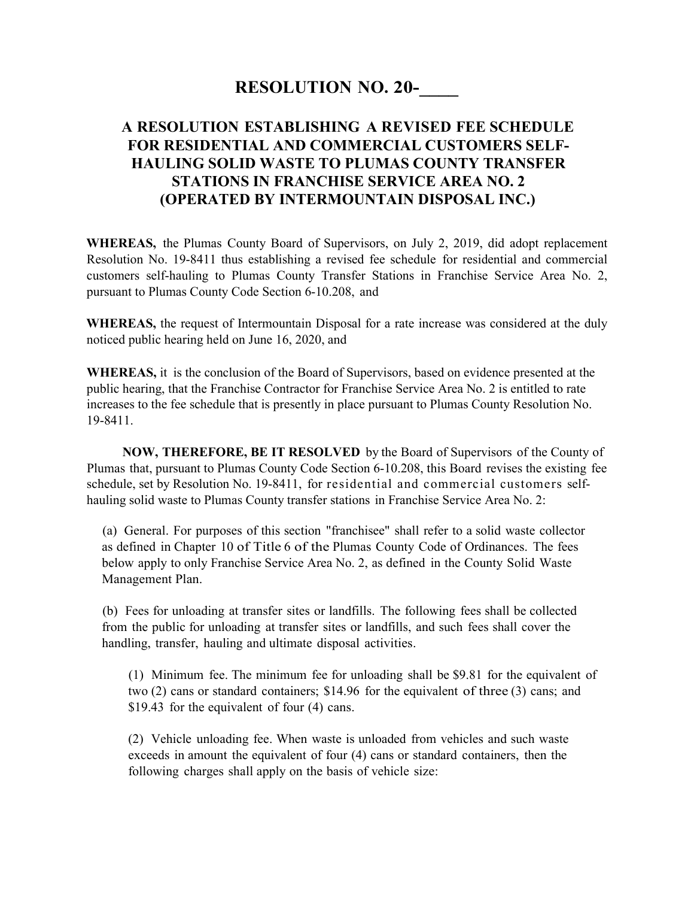# RESOLUTION NO. 20-____

## A RESOLUTION ESTABLISHING A REVISED FEE SCHEDULE FOR RESIDENTIAL AND COMMERCIAL CUSTOMERS SELF-HAULING SOLID WASTE TO PLUMAS COUNTY TRANSFER STATIONS IN FRANCHISE SERVICE AREA NO. 2 (OPERATED BY INTERMOUNTAIN DISPOSAL INC.)

**WHEREAS,** the Plumas County Board of Supervisors, on July 2, 2019, did adopt replacement Resolution No. 19-8411 thus establishing a revised fee schedule for residential and commercial customers self-hauling to Plumas County Transfer Stations in Franchise Service Area No. 2, pursuant to Plumas County Code Section 6-10.208, and

**WHEREAS,** the request of Intermountain Disposal for a rate increase was considered at the duly noticed public hearing held on June 16, 2020, and

**WHEREAS,** it is the conclusion of the Board of Supervisors, based on evidence presented at the public hearing, that the Franchise Contractor for Franchise Service Area No. 2 is entitled to rate increases to the fee schedule that is presently in place pursuant to Plumas County Resolution No. 19-8411.

**NOW, THEREFORE, BE IT RESOLVED** by the Board of Supervisors of the County of Plumas that, pursuant to Plumas County Code Section 6-10.208, this Board revises the existing fee schedule, set by Resolution No. 19-8411, for residential and commercial customers self-hauling solid waste to Plumas County transfer stations in Franchise Service Area No. 2:

(a) General. For purposes of this section "franchisee" shall refer to a solid waste collector as defined in Chapter 10 of Title 6 of the Plumas County Code of Ordinances. The fees below apply to only Franchise Service Area No. 2, as defined in the County Solid Waste Management Plan.

(b) Fees for unloading at transfer sites or landfills. The following fees shall be collected from the public for unloading at transfer sites or landfills, and such fees shall cover the handling, transfer, hauling and ultimate disposal activities.

(1) Minimum fee. The minimum fee for unloading shall be $9.81 for the equivalent of two (2) cans or standard containers; $14.96 for the equivalent of three (3) cans; and $19.43 for the equivalent of four (4) cans.

(2) Vehicle unloading fee. When waste is unloaded from vehicles and such waste exceeds in amount the equivalent of four (4) cans or standard containers, then the following charges shall apply on the basis of vehicle size: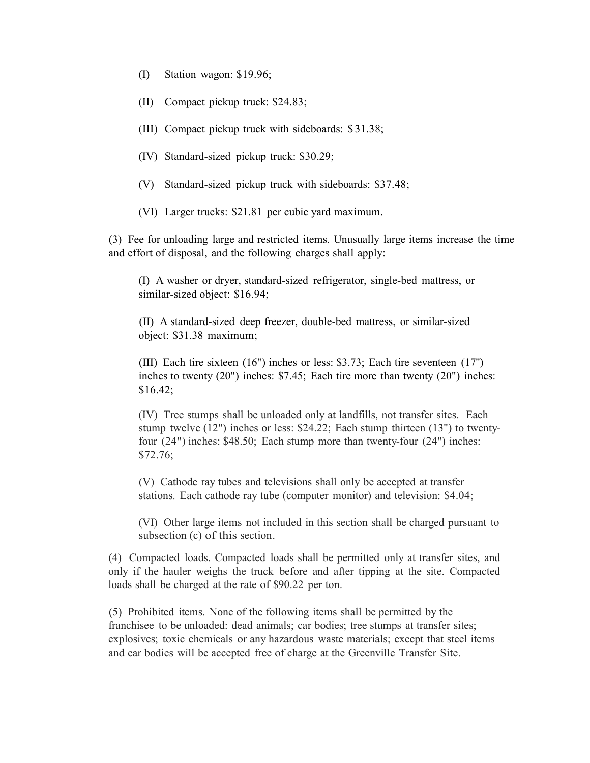(I) Station wagon: $19.96;

(II) Compact pickup truck: $24.83;

(III) Compact pickup truck with sideboards: $31.38;

(IV) Standard-sized pickup truck: $30.29;

(V) Standard-sized pickup truck with sideboards: $37.48;

(VI) Larger trucks: $21.81 per cubic yard maximum.

(3) Fee for unloading large and restricted items. Unusually large items increase the time and effort of disposal, and the following charges shall apply:

(I) A washer or dryer, standard-sized refrigerator, single-bed mattress, or similar-sized object: $16.94;

(II) A standard-sized deep freezer, double-bed mattress, or similar-sized object: $31.38 maximum;

(III) Each tire sixteen (16") inches or less: $3.73; Each tire seventeen (17") inches to twenty (20") inches: $7.45; Each tire more than twenty (20") inches: $16.42;

(IV) Tree stumps shall be unloaded only at landfills, not transfer sites. Each stump twelve (12") inches or less: $24.22; Each stump thirteen (13") to twenty-four (24") inches: $48.50; Each stump more than twenty-four (24") inches: $72.76;

(V) Cathode ray tubes and televisions shall only be accepted at transfer stations. Each cathode ray tube (computer monitor) and television: $4.04;

(VI) Other large items not included in this section shall be charged pursuant to subsection (c) of this section.

(4) Compacted loads. Compacted loads shall be permitted only at transfer sites, and only if the hauler weighs the truck before and after tipping at the site. Compacted loads shall be charged at the rate of $90.22 per ton.

(5) Prohibited items. None of the following items shall be permitted by the franchisee to be unloaded: dead animals; car bodies; tree stumps at transfer sites; explosives; toxic chemicals or any hazardous waste materials; except that steel items and car bodies will be accepted free of charge at the Greenville Transfer Site.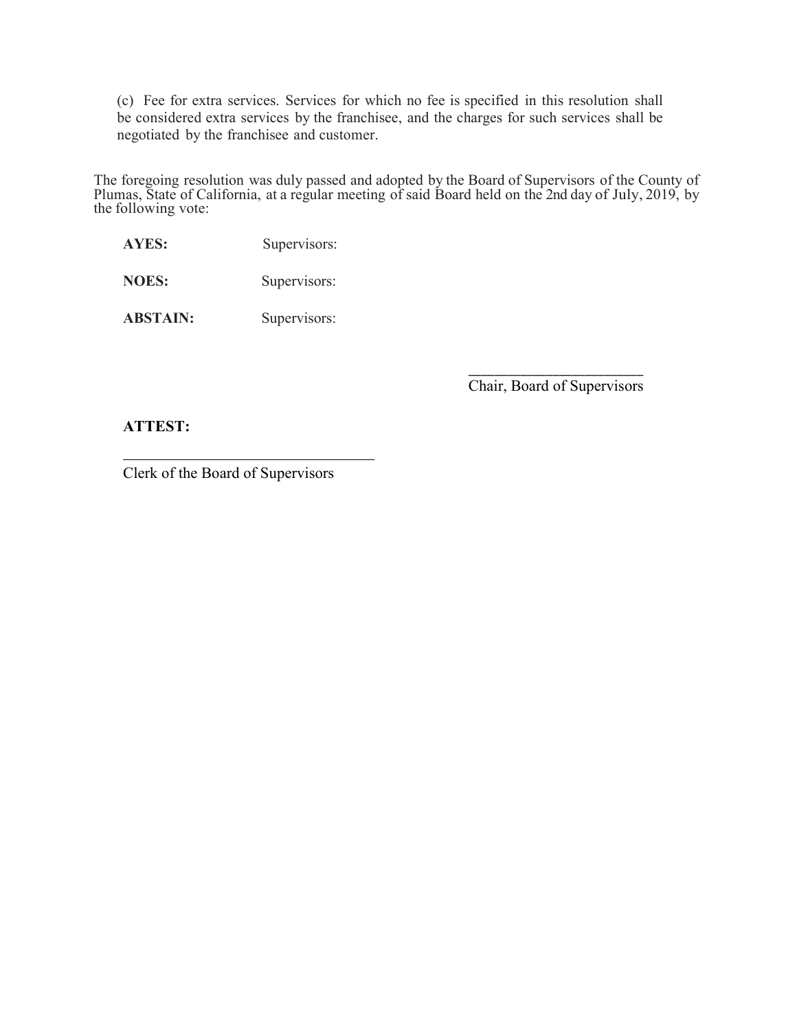(c) Fee for extra services. Services for which no fee is specified in this resolution shall be considered extra services by the franchisee, and the charges for such services shall be negotiated by the franchisee and customer.

The foregoing resolution was duly passed and adopted by the Board of Supervisors of the County of Plumas, State of California, at a regular meeting of said Board held on the 2nd day of July, 2019, by the following vote:

**AYES:** Supervisors:

**NOES:** Supervisors:

**ABSTAIN:** Supervisors:

______________________
Chair, Board of Supervisors

**ATTEST:**

______________________________
Clerk of the Board of Supervisors